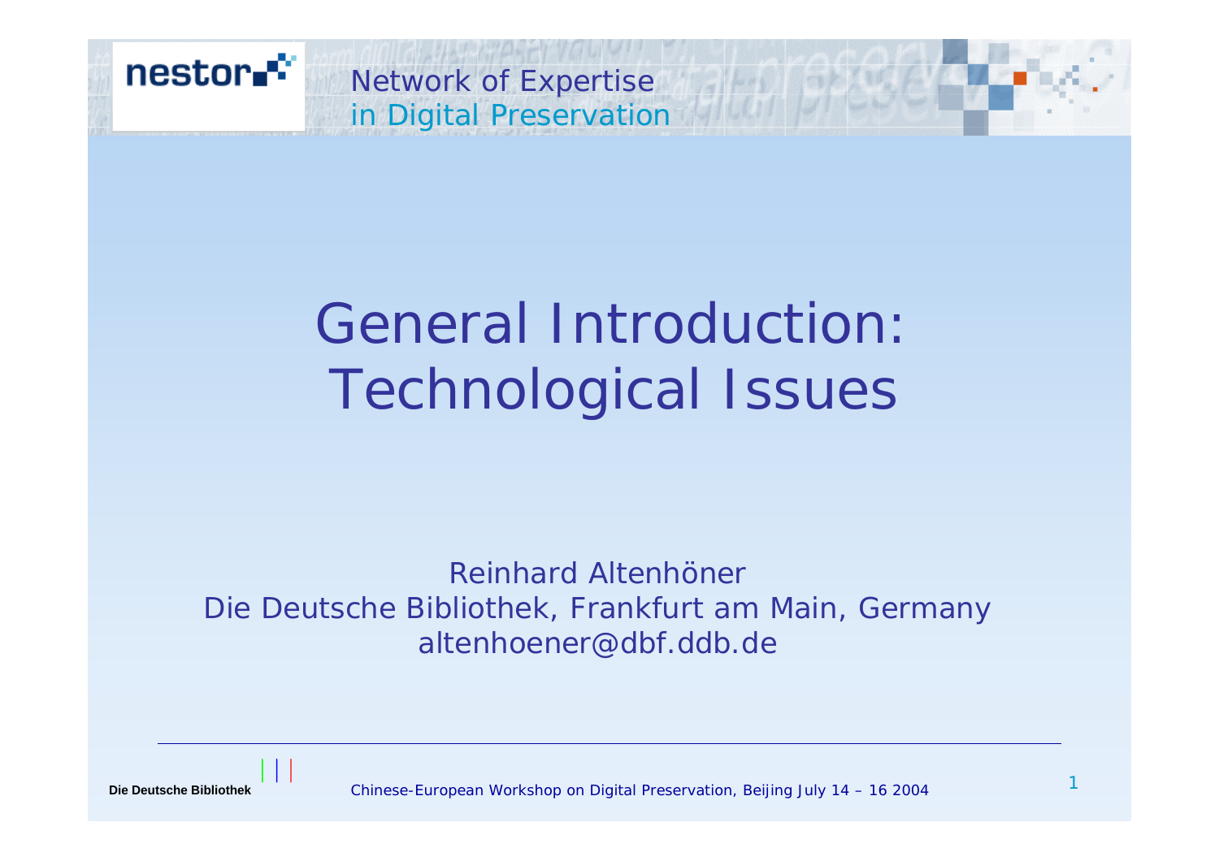# General Introduction: Technological Issues

Reinhard Altenhöner
Die Deutsche Bibliothek, Frankfurt am Main, Germany
altenhoener@dbf.ddb.de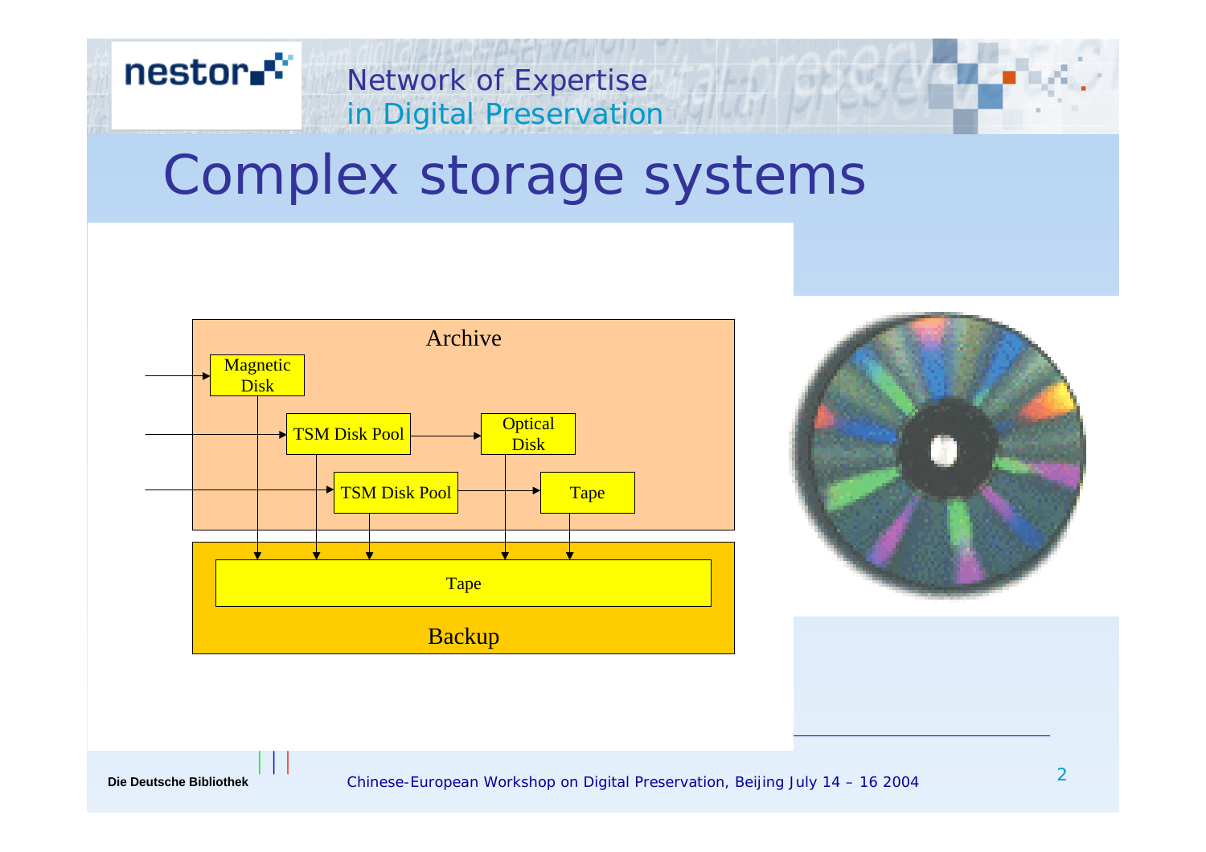# Complex storage systems

Archive

Magnetic Disk

TSM Disk Pool

Optical Disk

TSM Disk Pool

Tape

Tape

Backup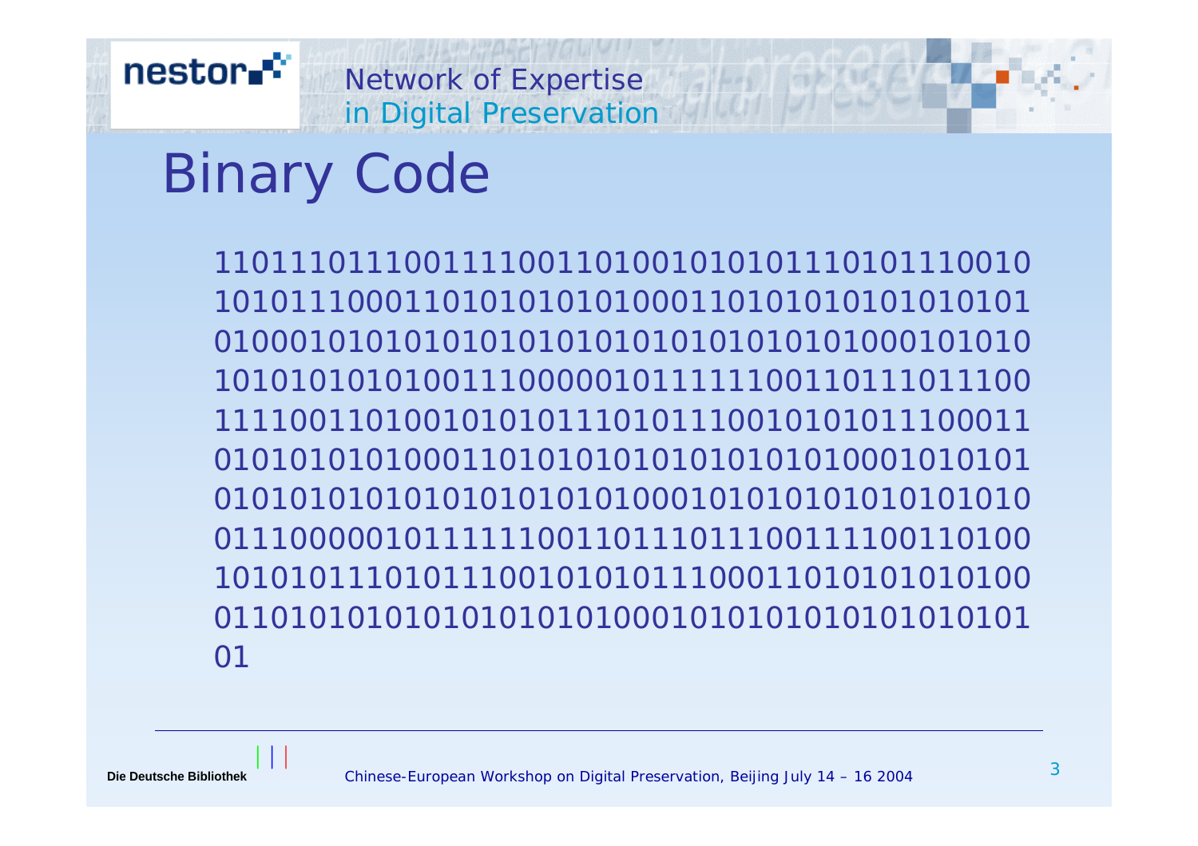# Binary Code

1101110111001111001101001010101110101110010
1010111000110101010101000110101010101010101
0100010101010101010101010101010101000101010
1010101010100111000001011111100110111011100
1111001101001010101110101110010101011100011
0101010101000110101010101010101010001010101
0101010101010101010101000101010101010101010
0111000001011111100110111011100111100110100
1010101110101110010101011100011010101010100
0110101010101010101010001010101010101010101
01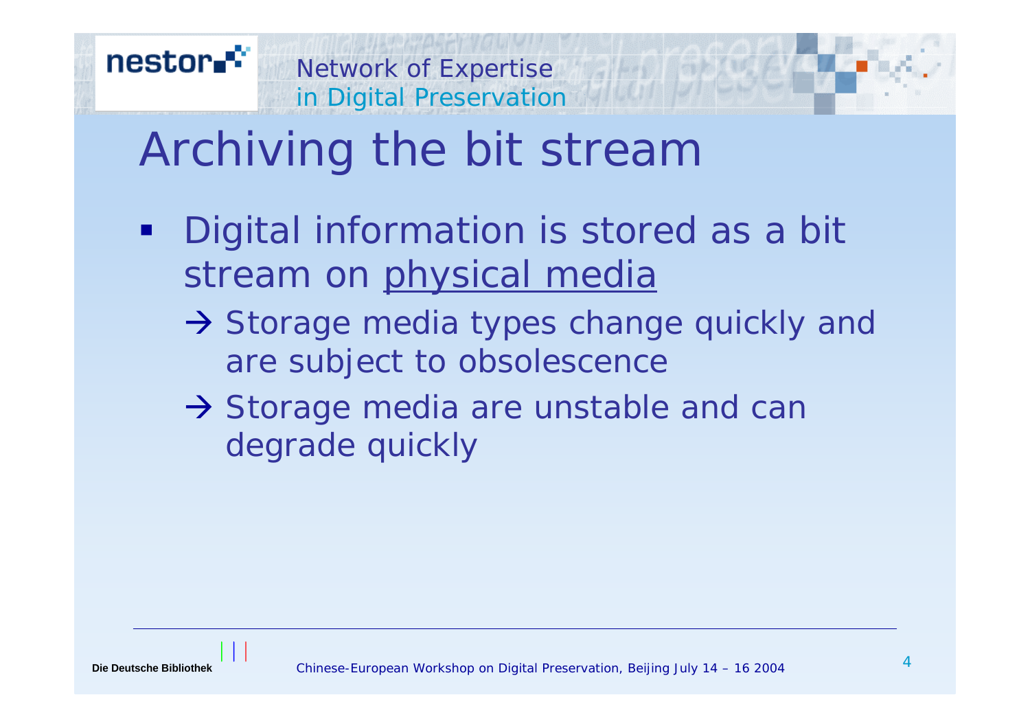# Archiving the bit stream

- Digital information is stored as a bit stream on <u>physical media</u>
  - → Storage media types change quickly and are subject to obsolescence
  - → Storage media are unstable and can degrade quickly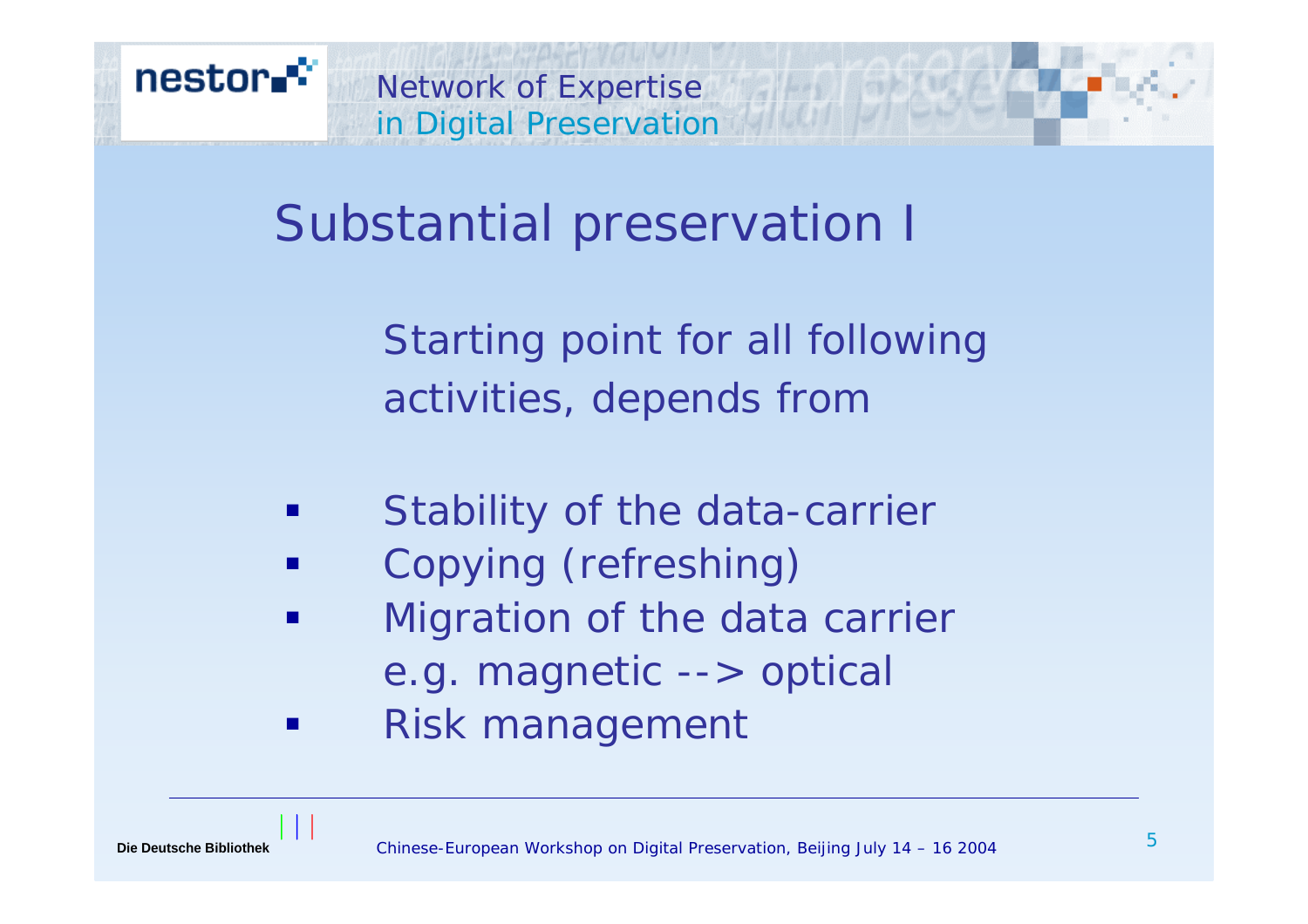# Substantial preservation I

Starting point for all following activities, depends from

- Stability of the data-carrier
- Copying (refreshing)
- Migration of the data carrier e.g. magnetic --> optical
- Risk management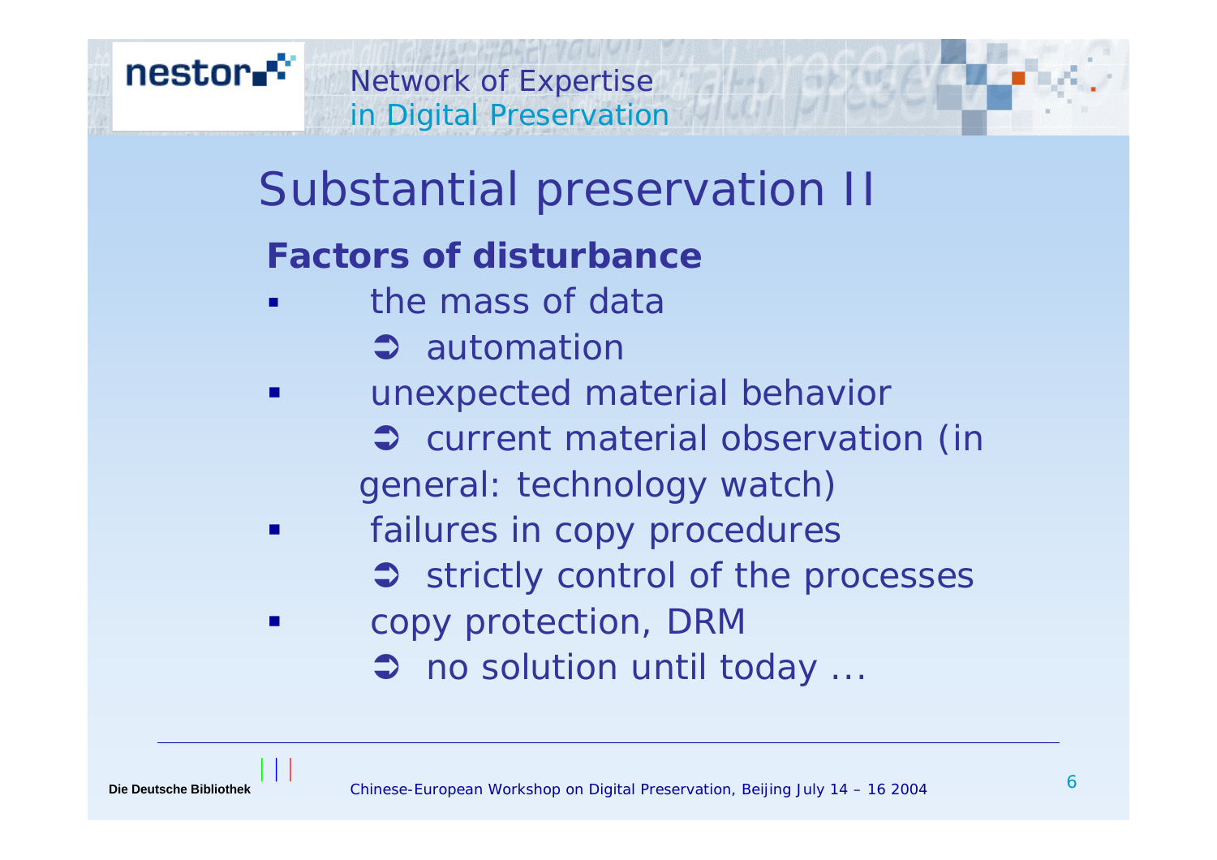# Substantial preservation II

## Factors of disturbance

- the mass of data
  - ➲ automation
- unexpected material behavior
  - ➲ current material observation (in general: technology watch)
- failures in copy procedures
  - ➲ strictly control of the processes
- copy protection, DRM
  - ➲ no solution until today ...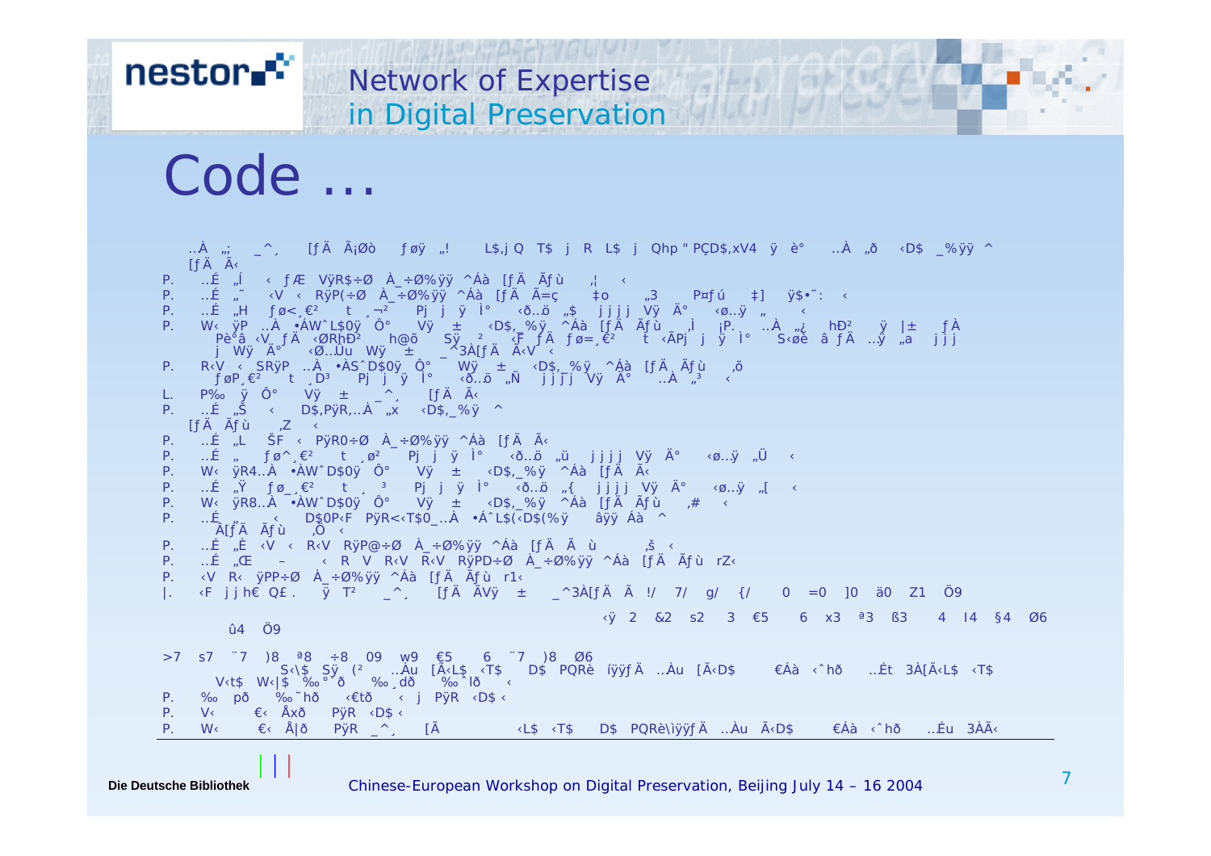# Code …

```
..À „;  _^¸  [ƒÄ Ã¡Øò  ƒøÿ „!   L$,j Q  T$  j  R  L$  j  Qhp" PÇD$,xV4  ÿ  è°   ..À „ð  ‹D$ _%ÿÿ ^
[ƒÄ Ã‹
P.  ..É „Í  ‹ ƒÆ  VÿR$÷Ø  À_÷Ø%ÿÿ ^Áà  [ƒÄ Ãƒù   ,¦  ‹
P.  ..É „˜  ‹V ‹  RÿP(÷Ø  À_÷Ø%ÿÿ ^Áà [ƒÄ Ã=ç    ‡o     „3    P¤ƒú    ‡]   ÿ$•˜:  ‹
P.  ..É „H  ƒø‹¸€²   t ¸¬²   Pj  j  ÿ Ì°   ‹ð..ö „$   j j j j  Vÿ  Ä°   ‹ø..ÿ „   ‹
P.  W‹ ÿP ..À •ÀWˆL$0ÿ  Ô°   Vÿ  ±   ‹D$,_%ÿ ^Áà [ƒÄ Ãƒù   ,Ì  ¡P.  ..À „¿  hÐ²   ÿ |±   ƒÀ
    Pè°â ‹V¸ƒÄ ‹ØRhÐ²   h@õ   Sÿ  ²   ‹Ƒ ƒÄ ƒø=¸€²   t ‹ÃPj  j  ÿ Ì°   S‹øè  â ƒÄ ..ÿ „a   j j j
    j  Wÿ  Ä°   ‹Ø..Ùu  Wÿ  ±   _^3À[ƒÄ Ã‹V ‹
P.  R‹V ‹ SRÿP ..À •ÀSˆD$0ÿ  Ô°   Wÿ  ±   ‹D$,_%ÿ ^Áà [ƒÄ Ãƒù   ,õ
    ƒøP¸€²   t ¸D³   Pj  j  ÿ Ì°   ‹ð..ö „Ñ   j j j j  Vÿ  Ä°   ..À „³   ‹
L.  P‰  ÿ Ô°   Vÿ  ±   _^¸  [ƒÄ Ã‹
P.  ..É „Š  ‹   D$,PÿR,..À „x  ‹D$,_%ÿ ^
[ƒÄ Ãƒù   ,Z  ‹
P.  ..É „L   ŠF ‹ PÿR0÷Ø  À_÷Ø%ÿÿ ^Áà [ƒÄ Ã‹
P.  ..É „   ƒø^¸€²   t ¸ø²   Pj  j  ÿ Ì°   ‹ð..ö „ü   j j j j  Vÿ  Ä°   ‹ø..ÿ „Ü  ‹
P.  W‹ ÿR4..À •ÀWˆD$0ÿ  Ô°   Vÿ  ±   ‹D$,_%ÿ ^Áà [ƒÄ Ã‹
P.  ..É „Ÿ  ƒø_¸€²   t ¸ ³   Pj  j  ÿ Ì°   ‹ð..ö „{   j j j j  Vÿ  Ä°   ‹ø..ÿ „[  ‹
P.  W‹ ÿR8..À •ÀWˆD$0ÿ  Ô°   Vÿ  ±   ‹D$,_%ÿ ^Áà [ƒÄ Ãƒù   ,#  ‹
P.  ..É „   ‹   D$0P‹F PÿR<‹T$0_..À •ÁˆL$(‹D$(%ÿ   âÿÿ Áà ^
    À[ƒÄ Ãƒù   ,Ö ‹
P.  ..É „È ‹V ‹  R‹V RÿP@÷Ø  À_÷Ø%ÿÿ ^Áà [ƒÄ Ã ù   ,š ‹
P.  ..É „Œ  –   ‹ R  V  R‹V  R‹V  RÿPD÷Ø  À_÷Ø%ÿÿ ^Áà [ƒÄ Ãƒù  rZ‹
P.  ‹V R‹ ÿPP÷Ø  À_÷Ø%ÿÿ ^Áà [ƒÄ Ãƒù  r1‹
|.  ‹F j j h€ Q£ .   ÿ T²   _^¸   [ƒÄ ÃVÿ  ±   _^3À[ƒÄ Ã !/  7/  g/  {/   0  =0  ]0  ä0  Z1  Ö9
                                  ‹ÿ 2  &2  s2  3  €5   6  x3  ª3  ß3   4  l4  §4  Ø6
    û4  Ö9
>7  s7  ¨7  )8  ª8  ÷8  09  w9  €5   6  ¨7  )8  Ø6
        S‹\$  Sÿ  (²   ..Àu  [Ã‹L$  ‹T$    D$  PQRè  íÿÿƒÄ ..Àu  [Ã‹D$    €Áà  ‹ˆhð    ..Ét  3À[Ã‹L$  ‹T$
    V‹t$  W‹|$  ‰o° ð   ‰o¸dð    ‰oˆlð   ‹
P.  ‰o  pð    ‰o˜hð    ‹€tð    ‹  j  PÿR  ‹D$ ‹
P.  V‹      €‹  Åxð    PÿR  ‹D$ ‹
P.  W‹      €‹  Å|ð    PÿR  _^¸   [Ã        ‹L$  ‹T$    D$  PQRè\ìÿÿƒÄ  ..Àu  Ã‹D$     €Áà  ‹ˆhð    ..Éu  3ÀÃ‹
```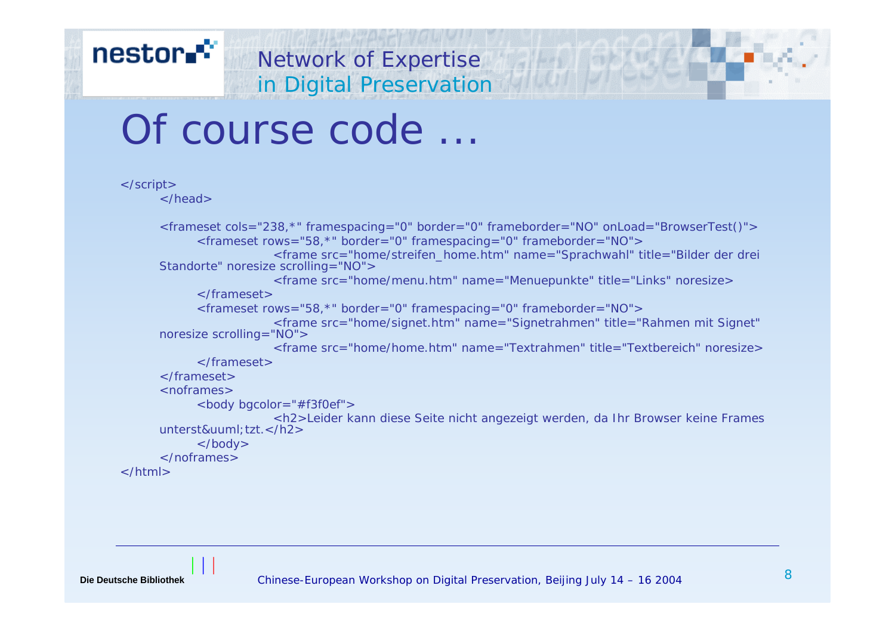# Of course code …

```
</script>
      </head>

      <frameset cols="238,*" framespacing="0" border="0" frameborder="NO" onLoad="BrowserTest()">
            <frameset rows="58,*" border="0" framespacing="0" frameborder="NO">
                        <frame src="home/streifen_home.htm" name="Sprachwahl" title="Bilder der drei
      Standorte" noresize scrolling="NO">
                        <frame src="home/menu.htm" name="Menuepunkte" title="Links" noresize>
            </frameset>
            <frameset rows="58,*" border="0" framespacing="0" frameborder="NO">
                        <frame src="home/signet.htm" name="Signetrahmen" title="Rahmen mit Signet"
      noresize scrolling="NO">
                        <frame src="home/home.htm" name="Textrahmen" title="Textbereich" noresize>
            </frameset>
      </frameset>
      <noframes>
            <body bgcolor="#f3f0ef">
                        <h2>Leider kann diese Seite nicht angezeigt werden, da Ihr Browser keine Frames
      unterst&uuml;tzt.</h2>
            </body>
      </noframes>
</html>
```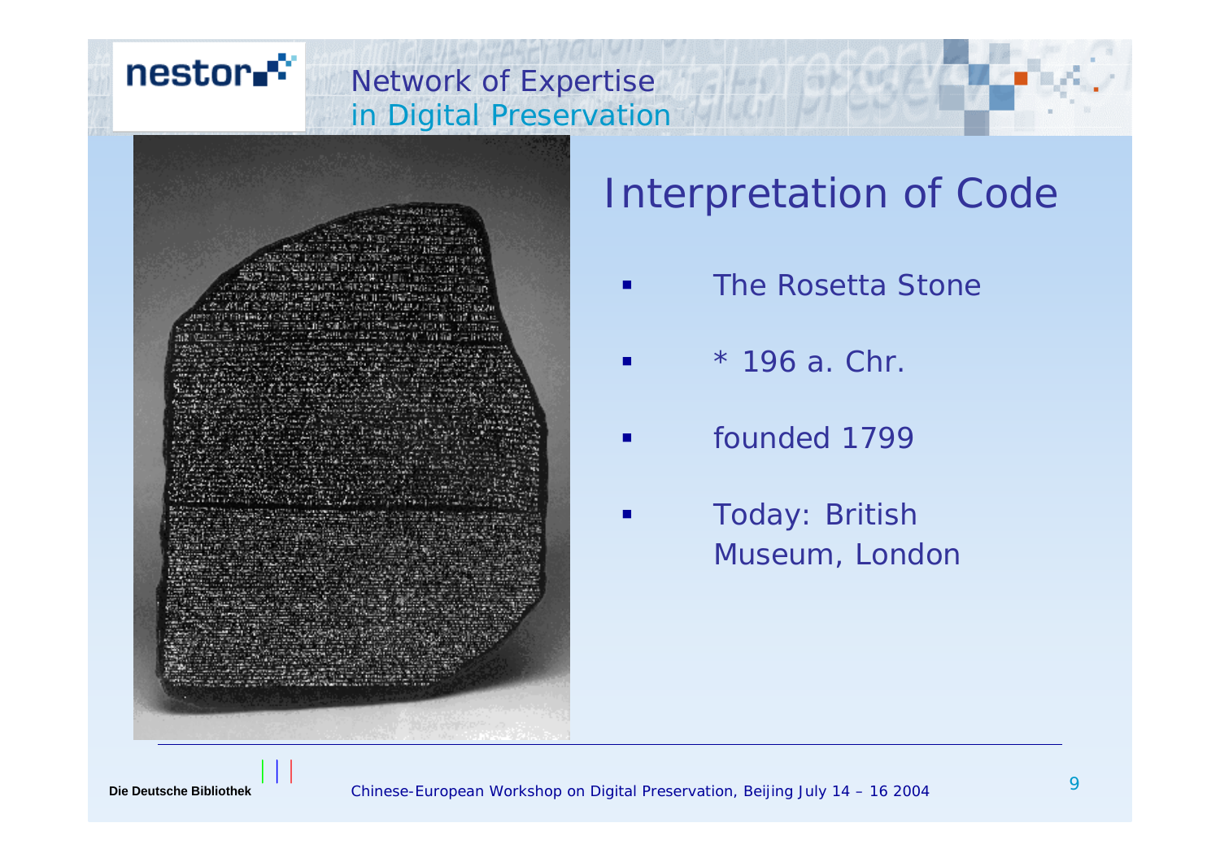# Interpretation of Code

- The Rosetta Stone
- * 196 a. Chr.
- founded 1799
- Today: British Museum, London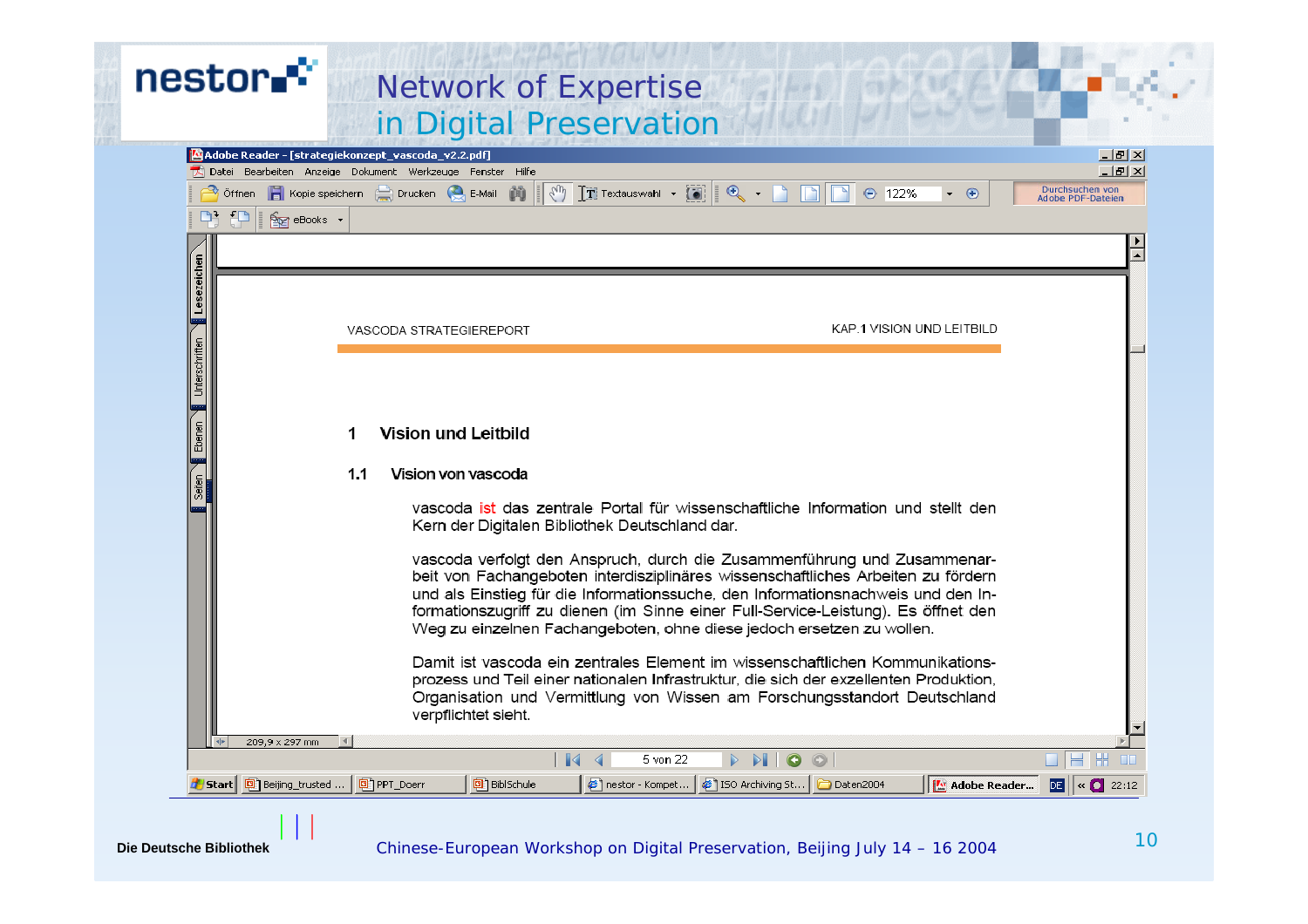# Network of Expertise in Digital Preservation

VASCODA STRATEGIEREPORT — KAP. 1 VISION UND LEITBILD

## 1 Vision und Leitbild

### 1.1 Vision von vascoda

vascoda ist das zentrale Portal für wissenschaftliche Information und stellt den Kern der Digitalen Bibliothek Deutschland dar.

vascoda verfolgt den Anspruch, durch die Zusammenführung und Zusammenarbeit von Fachangeboten interdisziplinäres wissenschaftliches Arbeiten zu fördern und als Einstieg für die Informationssuche, den Informationsnachweis und den Informationszugriff zu dienen (im Sinne einer Full-Service-Leistung). Es öffnet den Weg zu einzelnen Fachangeboten, ohne diese jedoch ersetzen zu wollen.

Damit ist vascoda ein zentrales Element im wissenschaftlichen Kommunikationsprozess und Teil einer nationalen Infrastruktur, die sich der exzellenten Produktion, Organisation und Vermittlung von Wissen am Forschungsstandort Deutschland verpflichtet sieht.

Die Deutsche Bibliothek

Chinese-European Workshop on Digital Preservation, Beijing July 14 – 16 2004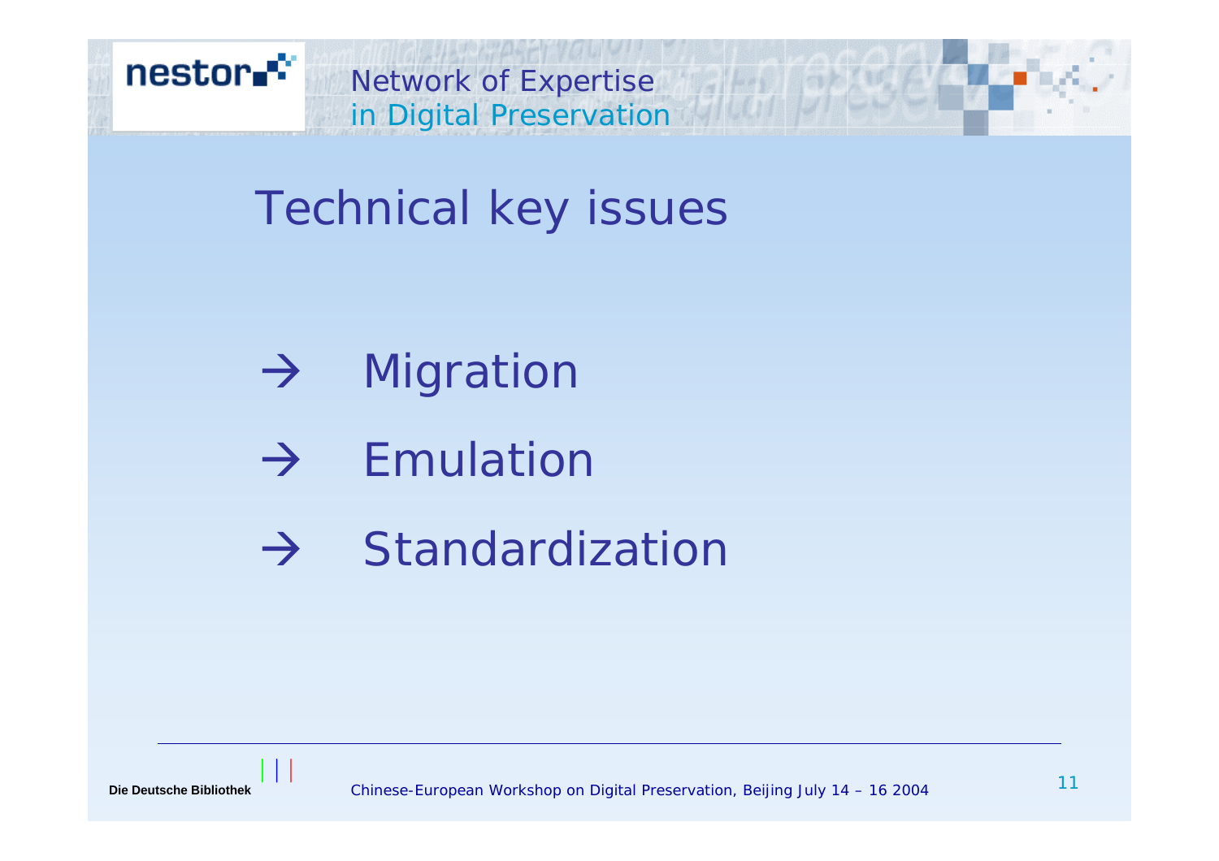# Technical key issues

- → Migration
- → Emulation
- → Standardization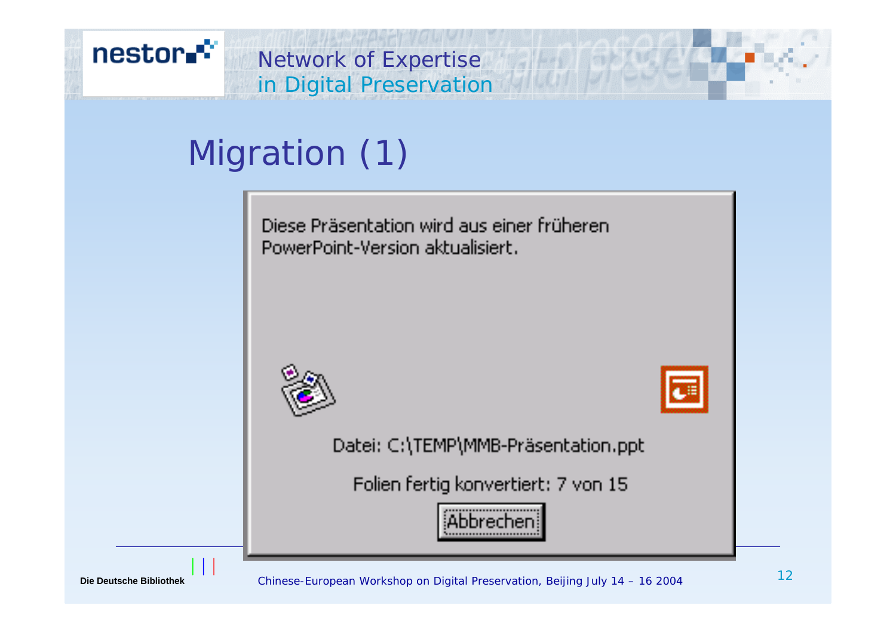# Migration (1)

Diese Präsentation wird aus einer früheren PowerPoint-Version aktualisiert.

Datei: C:\TEMP\MMB-Präsentation.ppt

Folien fertig konvertiert: 7 von 15

Abbrechen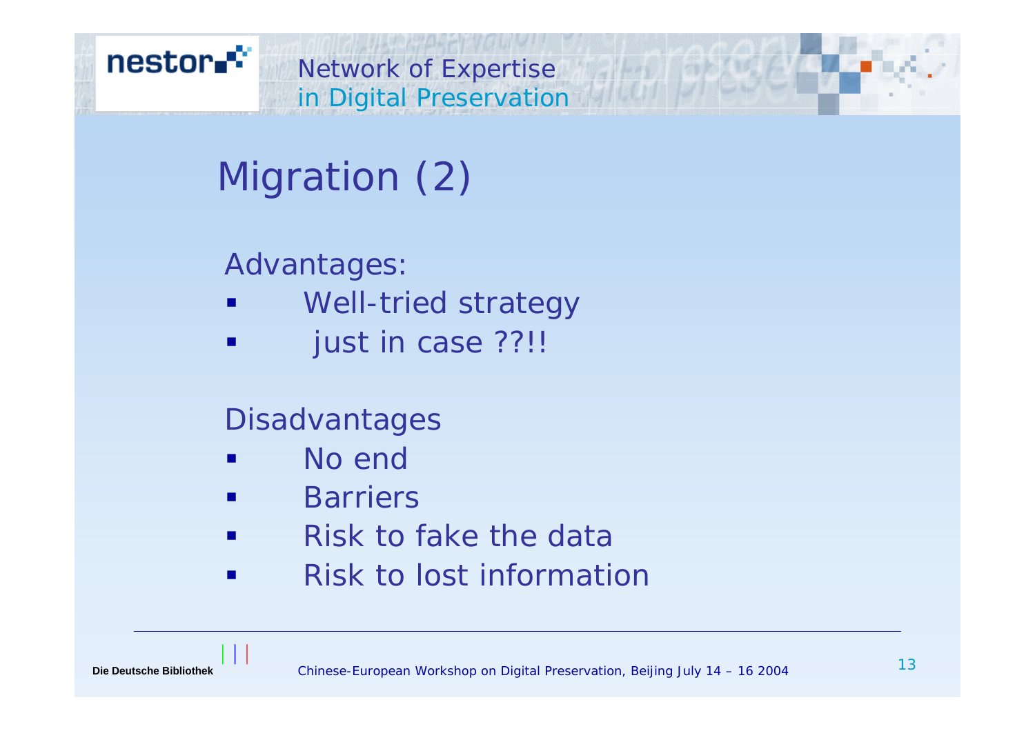# Migration (2)

Advantages:

- Well-tried strategy
- just in case ??!!

Disadvantages

- No end
- Barriers
- Risk to fake the data
- Risk to lost information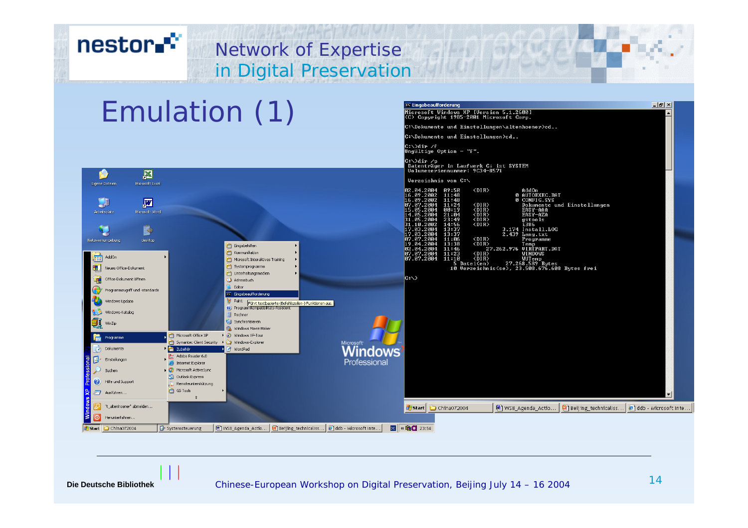# Emulation (1)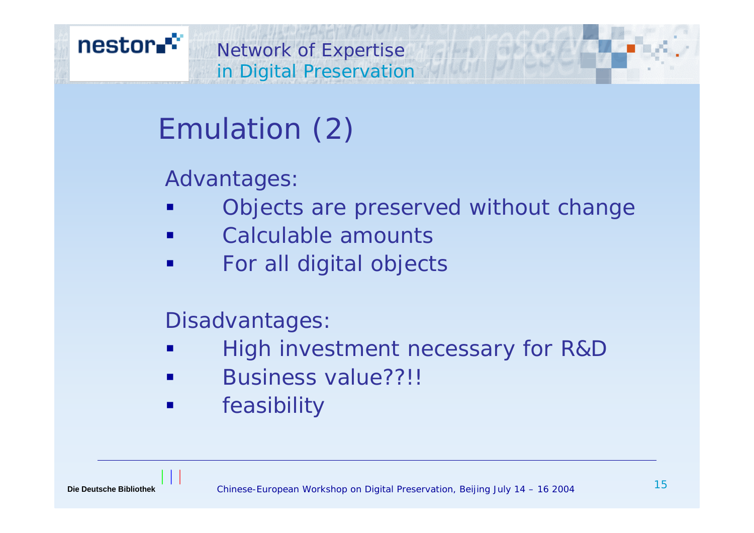# Emulation (2)

Advantages:

- Objects are preserved without change
- Calculable amounts
- For all digital objects

Disadvantages:

- High investment necessary for R&D
- Business value??!!
- feasibility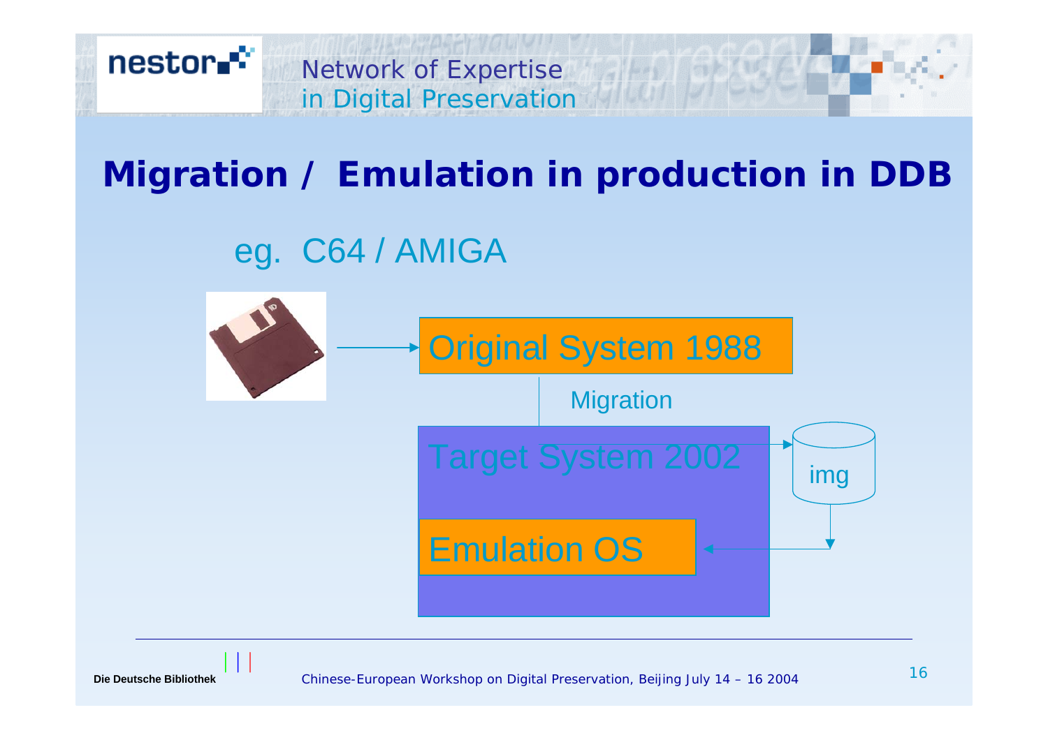# Migration / Emulation in production in DDB

eg. C64 / AMIGA

Original System 1988

Migration

Target System 2002

img

Emulation OS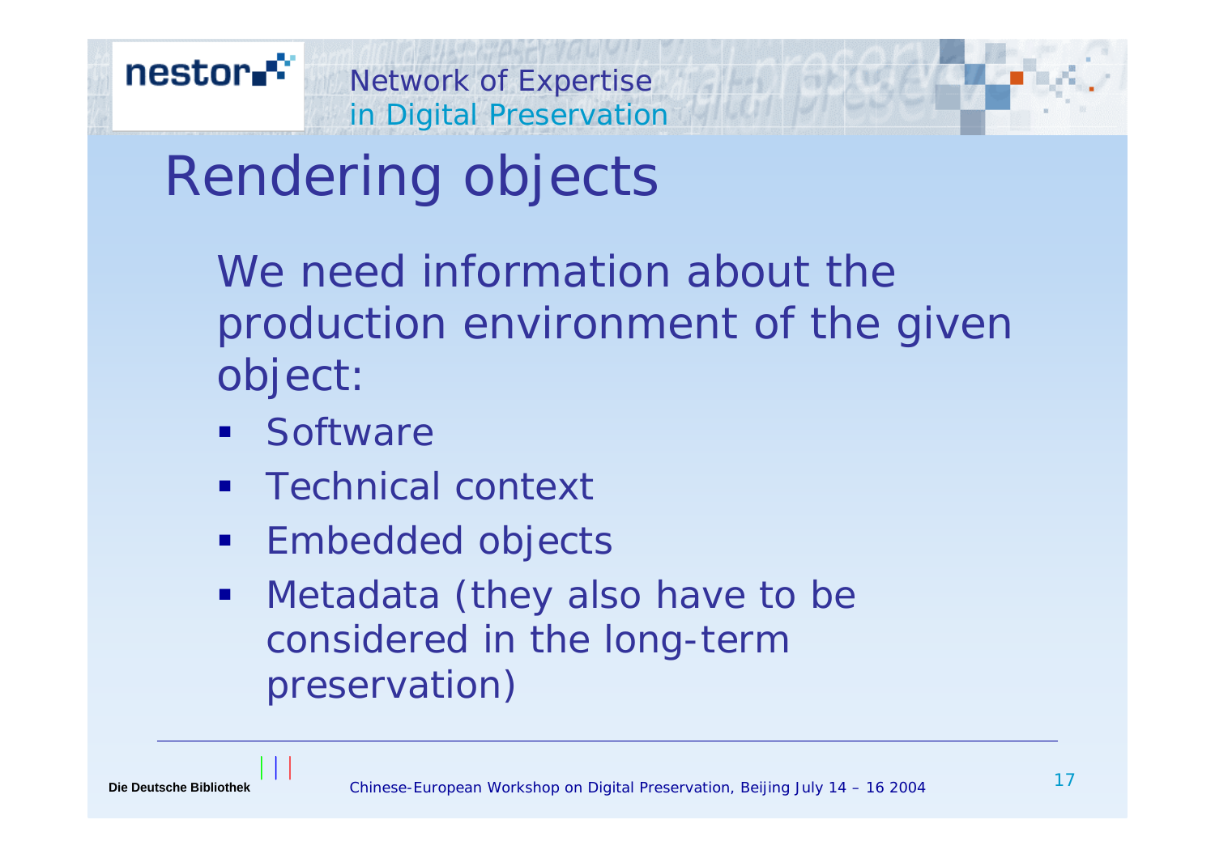# Rendering objects

We need information about the production environment of the given object:

- Software
- Technical context
- Embedded objects
- Metadata (they also have to be considered in the long-term preservation)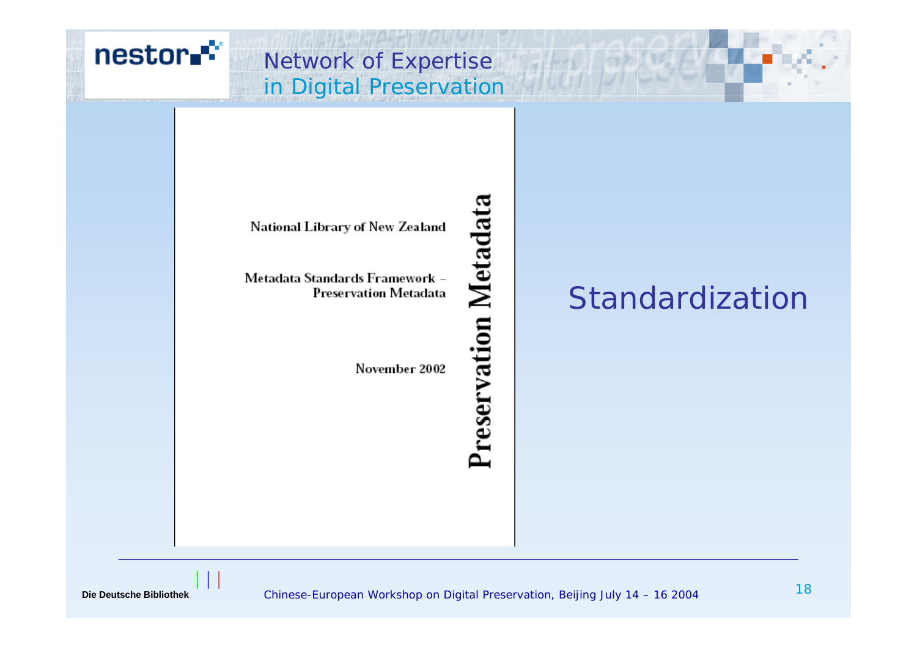# Standardization

National Library of New Zealand

Metadata Standards Framework – Preservation Metadata

November 2002

Preservation Metadata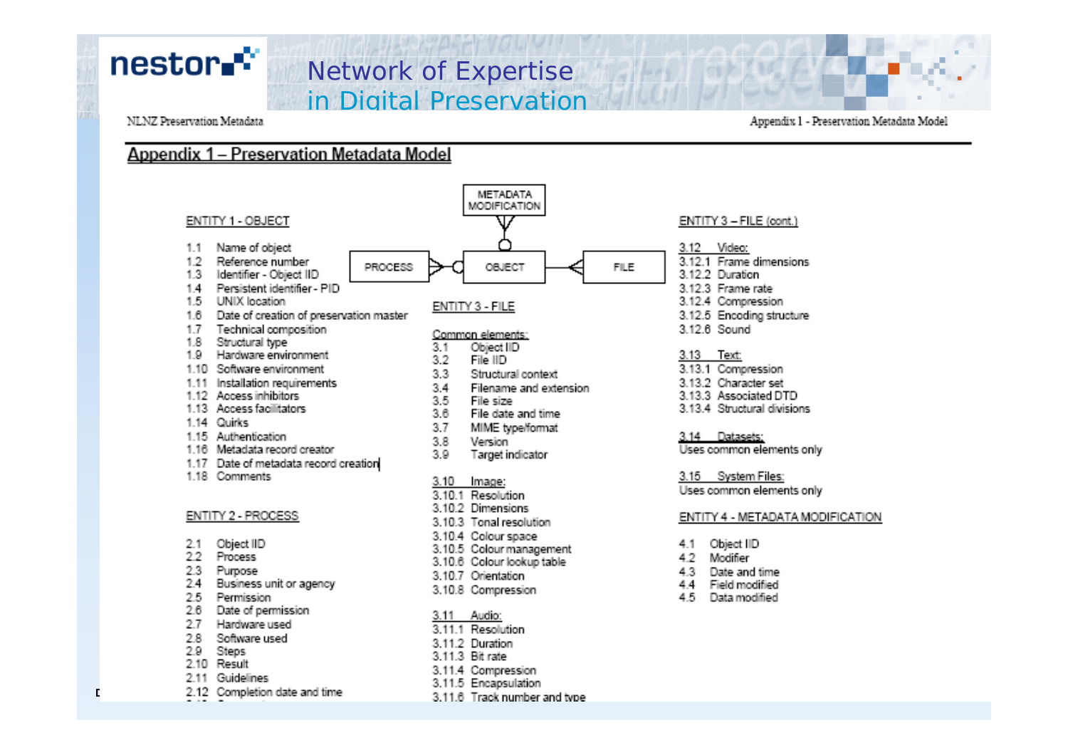NLNZ Preservation Metadata

## Appendix 1 – Preservation Metadata Model

METADATA MODIFICATION

PROCESS — OBJECT — FILE

### ENTITY 1 - OBJECT

- 1.1 Name of object
- 1.2 Reference number
- 1.3 Identifier - Object IID
- 1.4 Persistent identifier - PID
- 1.5 UNIX location
- 1.6 Date of creation of preservation master
- 1.7 Technical composition
- 1.8 Structural type
- 1.9 Hardware environment
- 1.10 Software environment
- 1.11 Installation requirements
- 1.12 Access inhibitors
- 1.13 Access facilitators
- 1.14 Quirks
- 1.15 Authentication
- 1.16 Metadata record creator
- 1.17 Date of metadata record creation
- 1.18 Comments

### ENTITY 2 - PROCESS

- 2.1 Object IID
- 2.2 Process
- 2.3 Purpose
- 2.4 Business unit or agency
- 2.5 Permission
- 2.6 Date of permission
- 2.7 Hardware used
- 2.8 Software used
- 2.9 Steps
- 2.10 Result
- 2.11 Guidelines
- 2.12 Completion date and time

### ENTITY 3 - FILE

Common elements:

- 3.1 Object IID
- 3.2 File IID
- 3.3 Structural context
- 3.4 Filename and extension
- 3.5 File size
- 3.6 File date and time
- 3.7 MIME type/format
- 3.8 Version
- 3.9 Target indicator

3.10 Image:

- 3.10.1 Resolution
- 3.10.2 Dimensions
- 3.10.3 Tonal resolution
- 3.10.4 Colour space
- 3.10.5 Colour management
- 3.10.6 Colour lookup table
- 3.10.7 Orientation
- 3.10.8 Compression

3.11 Audio:

- 3.11.1 Resolution
- 3.11.2 Duration
- 3.11.3 Bit rate
- 3.11.4 Compression
- 3.11.5 Encapsulation
- 3.11.6 Track number and type

### ENTITY 3 – FILE (cont.)

3.12 Video:

- 3.12.1 Frame dimensions
- 3.12.2 Duration
- 3.12.3 Frame rate
- 3.12.4 Compression
- 3.12.5 Encoding structure
- 3.12.6 Sound

3.13 Text:

- 3.13.1 Compression
- 3.13.2 Character set
- 3.13.3 Associated DTD
- 3.13.4 Structural divisions

3.14 Datasets:

Uses common elements only

3.15 System Files:

Uses common elements only

### ENTITY 4 - METADATA MODIFICATION

- 4.1 Object IID
- 4.2 Modifier
- 4.3 Date and time
- 4.4 Field modified
- 4.5 Data modified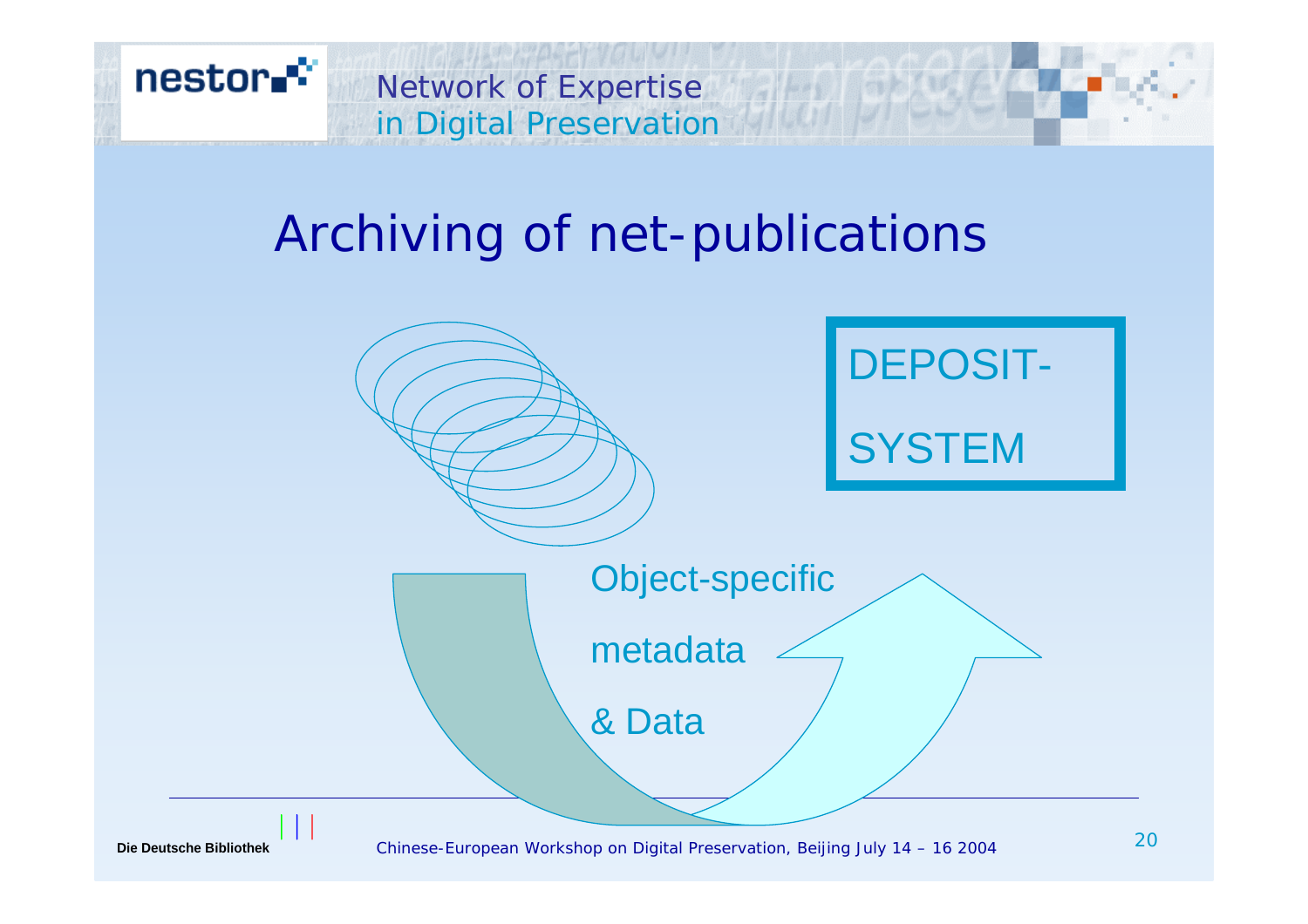# Archiving of net-publications

DEPOSIT-SYSTEM

Object-specific metadata & Data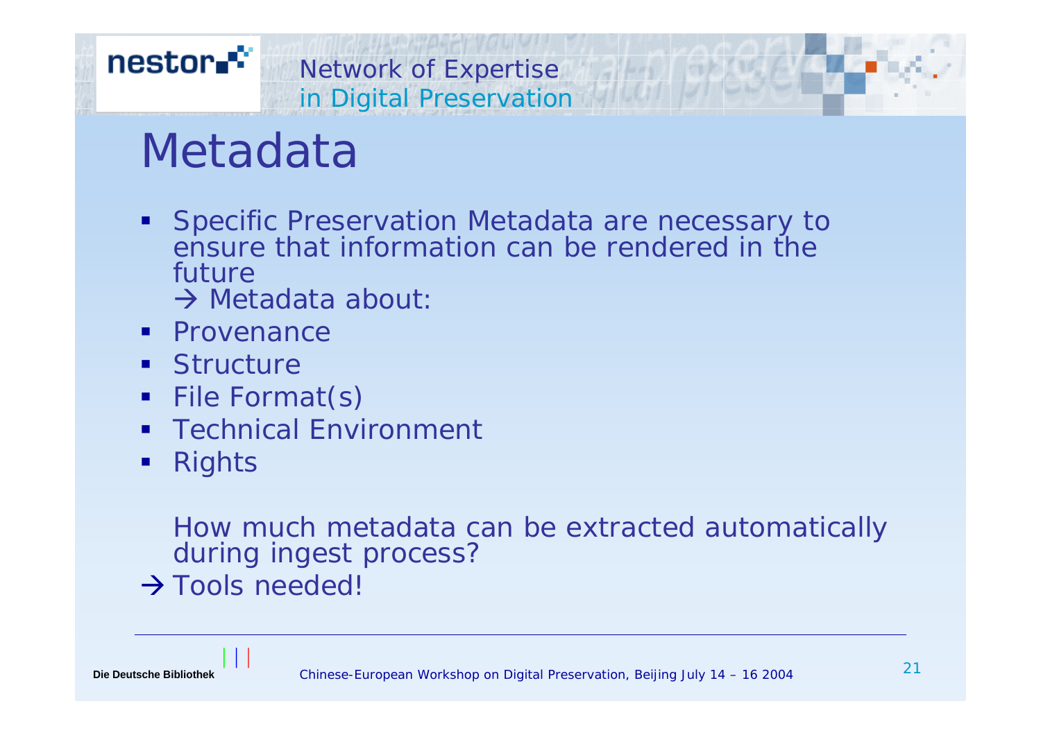# Metadata

- Specific Preservation Metadata are necessary to ensure that information can be rendered in the future
  → Metadata about:
- Provenance
- Structure
- File Format(s)
- Technical Environment
- Rights

How much metadata can be extracted automatically during ingest process?

→ Tools needed!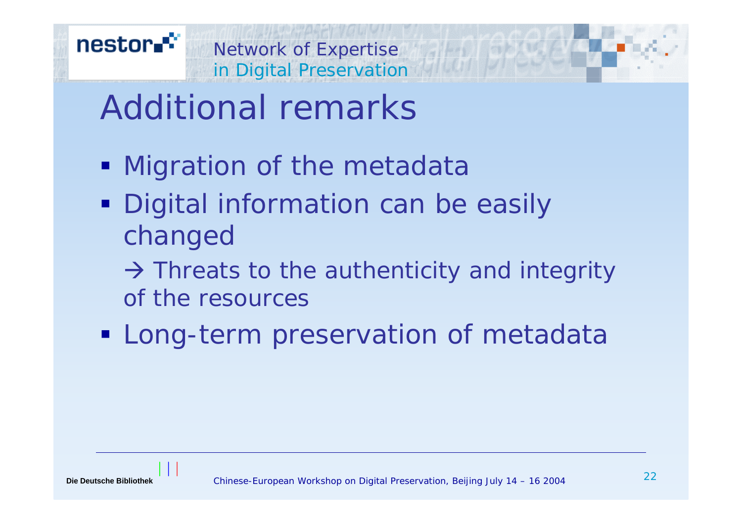# Additional remarks

- Migration of the metadata
- Digital information can be easily changed

  → Threats to the authenticity and integrity of the resources
- Long-term preservation of metadata